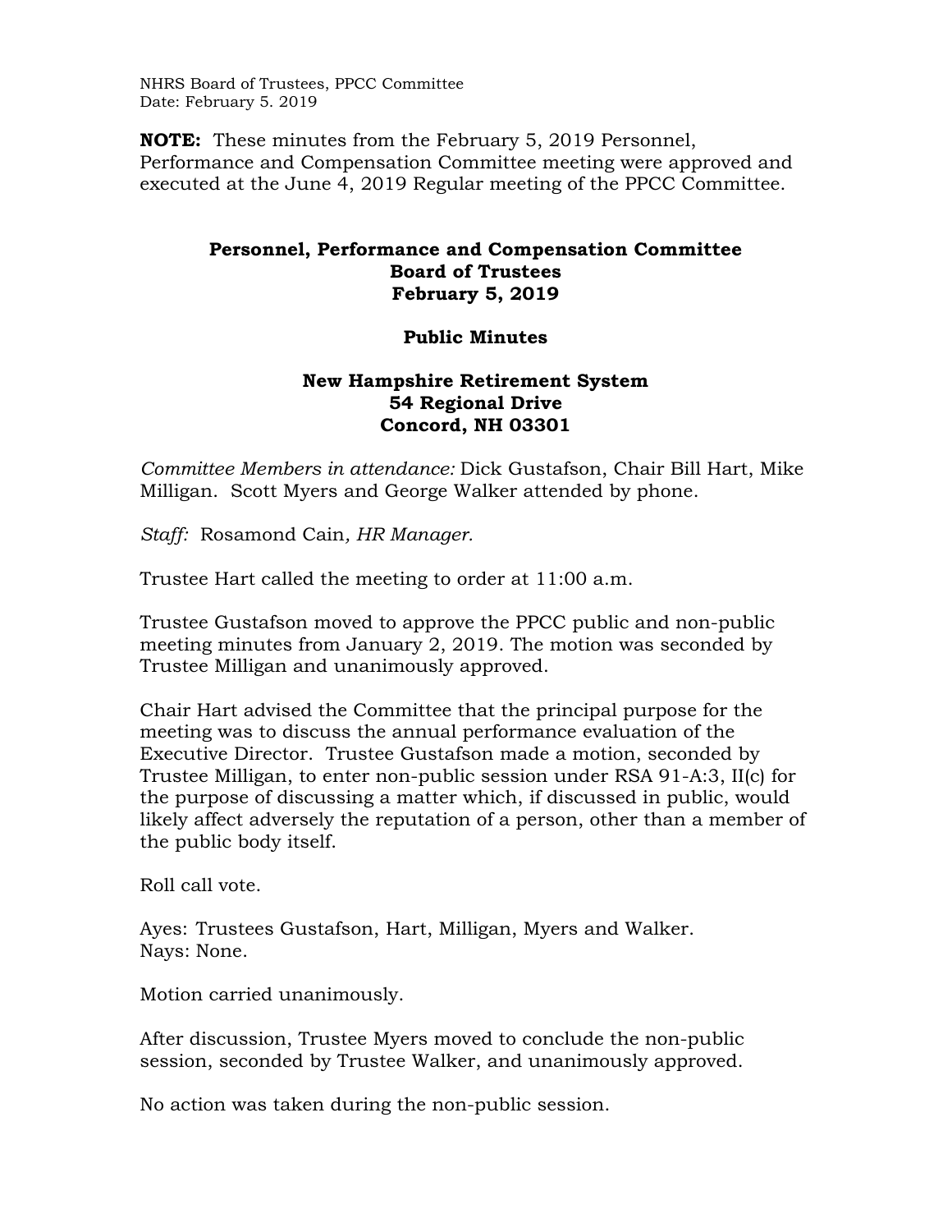NHRS Board of Trustees, PPCC Committee
Date: February 5. 2019

**NOTE:** These minutes from the February 5, 2019 Personnel, Performance and Compensation Committee meeting were approved and executed at the June 4, 2019 Regular meeting of the PPCC Committee.

# Personnel, Performance and Compensation Committee
# Board of Trustees
# February 5, 2019

## Public Minutes

## New Hampshire Retirement System
## 54 Regional Drive
## Concord, NH 03301

*Committee Members in attendance:* Dick Gustafson, Chair Bill Hart, Mike Milligan. Scott Myers and George Walker attended by phone.

*Staff:* Rosamond Cain*, HR Manager.*

Trustee Hart called the meeting to order at 11:00 a.m.

Trustee Gustafson moved to approve the PPCC public and non-public meeting minutes from January 2, 2019. The motion was seconded by Trustee Milligan and unanimously approved.

Chair Hart advised the Committee that the principal purpose for the meeting was to discuss the annual performance evaluation of the Executive Director. Trustee Gustafson made a motion, seconded by Trustee Milligan, to enter non-public session under RSA 91-A:3, II(c) for the purpose of discussing a matter which, if discussed in public, would likely affect adversely the reputation of a person, other than a member of the public body itself.

Roll call vote.

Ayes: Trustees Gustafson, Hart, Milligan, Myers and Walker.
Nays: None.

Motion carried unanimously.

After discussion, Trustee Myers moved to conclude the non-public session, seconded by Trustee Walker, and unanimously approved.

No action was taken during the non-public session.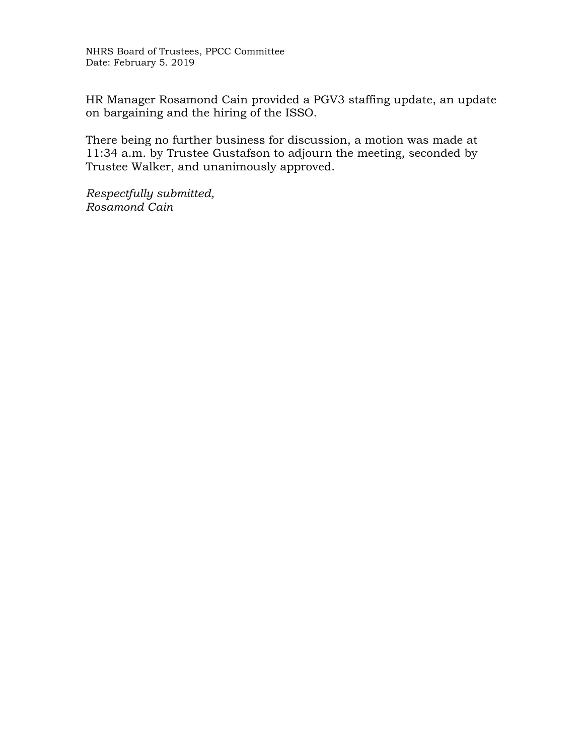HR Manager Rosamond Cain provided a PGV3 staffing update, an update on bargaining and the hiring of the ISSO.

There being no further business for discussion, a motion was made at 11:34 a.m. by Trustee Gustafson to adjourn the meeting, seconded by Trustee Walker, and unanimously approved.

*Respectfully submitted,*
*Rosamond Cain*